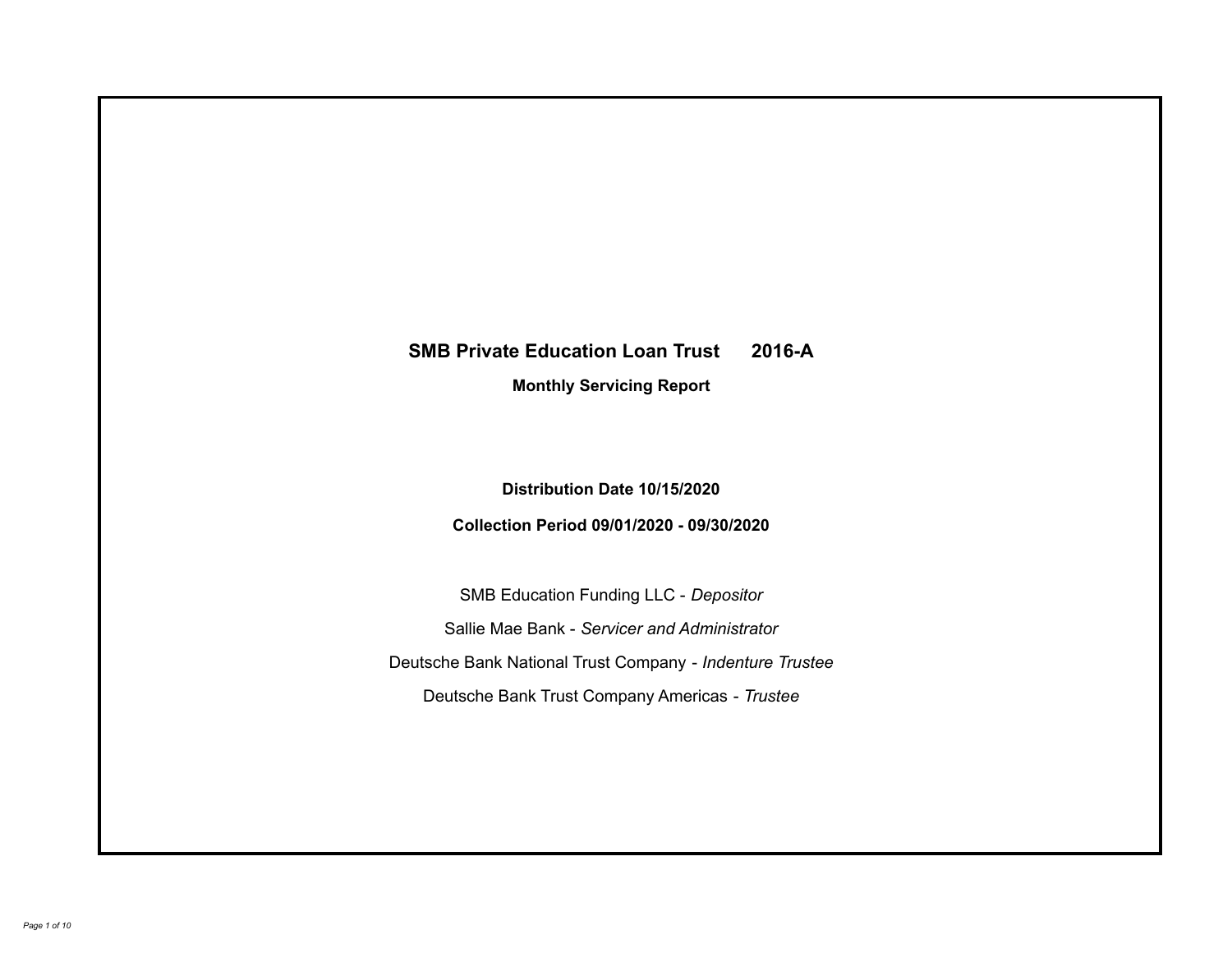# SMB Private Education Loan Trust 2016-A

**Monthly Servicing Report**

**Distribution Date 10/15/2020**

**Collection Period 09/01/2020 - 09/30/2020**

SMB Education Funding LLC - *Depositor*

Sallie Mae Bank - *Servicer and Administrator*

Deutsche Bank National Trust Company - *Indenture Trustee*

Deutsche Bank Trust Company Americas - *Trustee*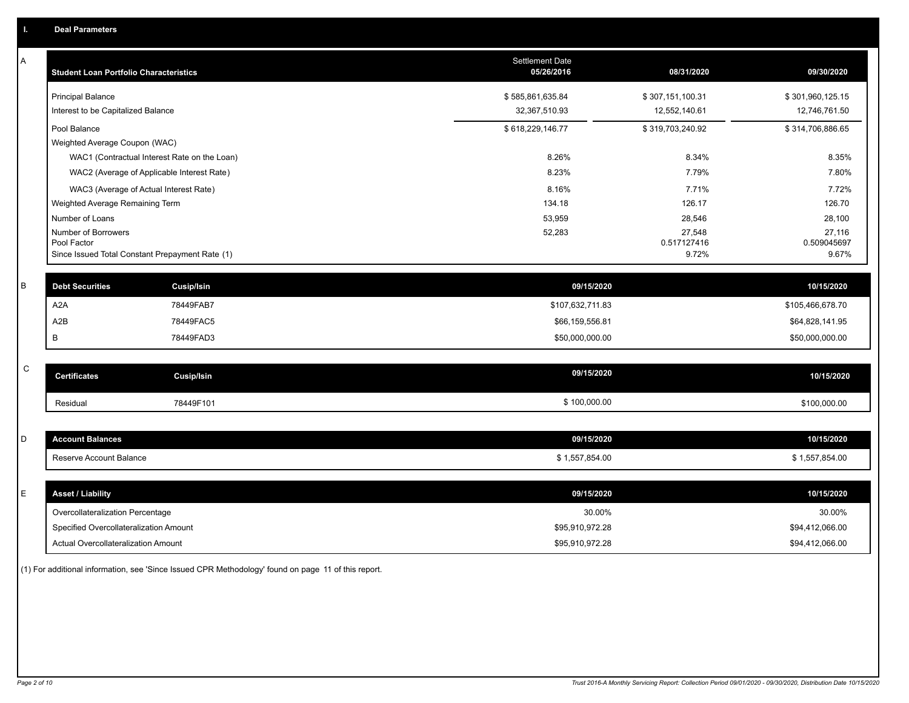## I. Deal Parameters

### A

| Student Loan Portfolio Characteristics | Settlement Date 05/26/2016 | 08/31/2020 | 09/30/2020 |
|---|---|---|---|
| Principal Balance | $ 585,861,635.84 | $ 307,151,100.31 | $ 301,960,125.15 |
| Interest to be Capitalized Balance | 32,367,510.93 | 12,552,140.61 | 12,746,761.50 |
| Pool Balance | $ 618,229,146.77 | $ 319,703,240.92 | $ 314,706,886.65 |
| Weighted Average Coupon (WAC) | | | |
| WAC1 (Contractual Interest Rate on the Loan) | 8.26% | 8.34% | 8.35% |
| WAC2 (Average of Applicable Interest Rate) | 8.23% | 7.79% | 7.80% |
| WAC3 (Average of Actual Interest Rate) | 8.16% | 7.71% | 7.72% |
| Weighted Average Remaining Term | 134.18 | 126.17 | 126.70 |
| Number of Loans | 53,959 | 28,546 | 28,100 |
| Number of Borrowers | 52,283 | 27,548 | 27,116 |
| Pool Factor | | 0.517127416 | 0.509045697 |
| Since Issued Total Constant Prepayment Rate (1) | | 9.72% | 9.67% |

### B

| Debt Securities | Cusip/Isin | 09/15/2020 | 10/15/2020 |
|---|---|---|---|
| A2A | 78449FAB7 | $107,632,711.83 | $105,466,678.70 |
| A2B | 78449FAC5 | $66,159,556.81 | $64,828,141.95 |
| B | 78449FAD3 | $50,000,000.00 | $50,000,000.00 |

### C

| Certificates | Cusip/Isin | 09/15/2020 | 10/15/2020 |
|---|---|---|---|
| Residual | 78449F101 | $ 100,000.00 | $100,000.00 |

### D

| Account Balances | 09/15/2020 | 10/15/2020 |
|---|---|---|
| Reserve Account Balance | $ 1,557,854.00 | $ 1,557,854.00 |

### E

| Asset / Liability | 09/15/2020 | 10/15/2020 |
|---|---|---|
| Overcollateralization Percentage | 30.00% | 30.00% |
| Specified Overcollateralization Amount | $95,910,972.28 | $94,412,066.00 |
| Actual Overcollateralization Amount | $95,910,972.28 | $94,412,066.00 |

(1) For additional information, see 'Since Issued CPR Methodology' found on page 11 of this report.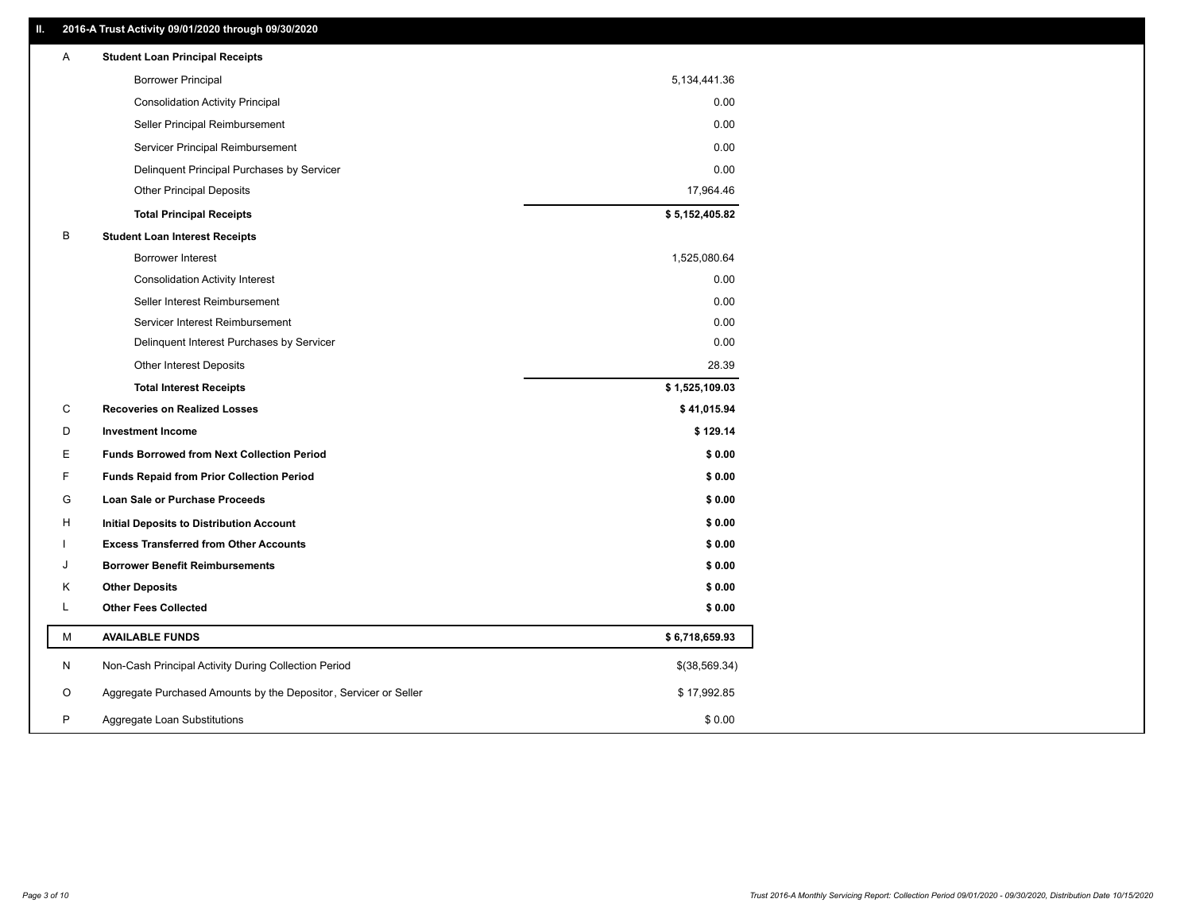## II. 2016-A Trust Activity 09/01/2020 through 09/30/2020

| | | |
|---|---|---|
| A | **Student Loan Principal Receipts** | |
| | Borrower Principal | 5,134,441.36 |
| | Consolidation Activity Principal | 0.00 |
| | Seller Principal Reimbursement | 0.00 |
| | Servicer Principal Reimbursement | 0.00 |
| | Delinquent Principal Purchases by Servicer | 0.00 |
| | Other Principal Deposits | 17,964.46 |
| | **Total Principal Receipts** | **$ 5,152,405.82** |
| B | **Student Loan Interest Receipts** | |
| | Borrower Interest | 1,525,080.64 |
| | Consolidation Activity Interest | 0.00 |
| | Seller Interest Reimbursement | 0.00 |
| | Servicer Interest Reimbursement | 0.00 |
| | Delinquent Interest Purchases by Servicer | 0.00 |
| | Other Interest Deposits | 28.39 |
| | **Total Interest Receipts** | **$ 1,525,109.03** |
| C | **Recoveries on Realized Losses** | **$ 41,015.94** |
| D | **Investment Income** | **$ 129.14** |
| E | **Funds Borrowed from Next Collection Period** | **$ 0.00** |
| F | **Funds Repaid from Prior Collection Period** | **$ 0.00** |
| G | **Loan Sale or Purchase Proceeds** | **$ 0.00** |
| H | **Initial Deposits to Distribution Account** | **$ 0.00** |
| I | **Excess Transferred from Other Accounts** | **$ 0.00** |
| J | **Borrower Benefit Reimbursements** | **$ 0.00** |
| K | **Other Deposits** | **$ 0.00** |
| L | **Other Fees Collected** | **$ 0.00** |
| M | **AVAILABLE FUNDS** | **$ 6,718,659.93** |
| N | Non-Cash Principal Activity During Collection Period | $(38,569.34) |
| O | Aggregate Purchased Amounts by the Depositor, Servicer or Seller | $ 17,992.85 |
| P | Aggregate Loan Substitutions | $ 0.00 |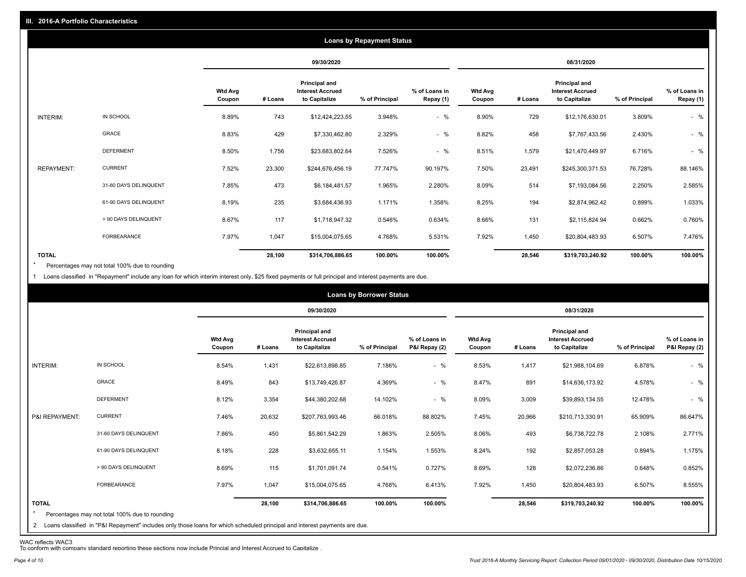## III. 2016-A Portfolio Characteristics

### Loans by Repayment Status

| | | 09/30/2020 | | | | | 08/31/2020 | | | | |
|---|---|---|---|---|---|---|---|---|---|---|---|
| | | Wtd Avg Coupon | # Loans | Principal and Interest Accrued to Capitalize | % of Principal | % of Loans in Repay (1) | Wtd Avg Coupon | # Loans | Principal and Interest Accrued to Capitalize | % of Principal | % of Loans in Repay (1) |
| INTERIM: | IN SCHOOL | 8.89% | 743 | $12,424,223.55 | 3.948% | - % | 8.90% | 729 | $12,176,630.01 | 3.809% | - % |
| | GRACE | 8.83% | 429 | $7,330,462.80 | 2.329% | - % | 8.82% | 458 | $7,767,433.56 | 2.430% | - % |
| | DEFERMENT | 8.50% | 1,756 | $23,683,802.64 | 7.526% | - % | 8.51% | 1,579 | $21,470,449.97 | 6.716% | - % |
| REPAYMENT: | CURRENT | 7.52% | 23,300 | $244,676,456.19 | 77.747% | 90.197% | 7.50% | 23,491 | $245,300,371.53 | 76.728% | 88.146% |
| | 31-60 DAYS DELINQUENT | 7.85% | 473 | $6,184,481.57 | 1.965% | 2.280% | 8.09% | 514 | $7,193,084.56 | 2.250% | 2.585% |
| | 61-90 DAYS DELINQUENT | 8.19% | 235 | $3,684,436.93 | 1.171% | 1.358% | 8.25% | 194 | $2,874,962.42 | 0.899% | 1.033% |
| | > 90 DAYS DELINQUENT | 8.67% | 117 | $1,718,947.32 | 0.546% | 0.634% | 8.66% | 131 | $2,115,824.94 | 0.662% | 0.760% |
| | FORBEARANCE | 7.97% | 1,047 | $15,004,075.65 | 4.768% | 5.531% | 7.92% | 1,450 | $20,804,483.93 | 6.507% | 7.476% |
| TOTAL | | | 28,100 | $314,706,886.65 | 100.00% | 100.00% | | 28,546 | $319,703,240.92 | 100.00% | 100.00% |

\* Percentages may not total 100% due to rounding

1 Loans classified in "Repayment" include any loan for which interim interest only, $25 fixed payments or full principal and interest payments are due.

### Loans by Borrower Status

| | | 09/30/2020 | | | | | 08/31/2020 | | | | |
|---|---|---|---|---|---|---|---|---|---|---|---|
| | | Wtd Avg Coupon | # Loans | Principal and Interest Accrued to Capitalize | % of Principal | % of Loans in P&I Repay (2) | Wtd Avg Coupon | # Loans | Principal and Interest Accrued to Capitalize | % of Principal | % of Loans in P&I Repay (2) |
| INTERIM: | IN SCHOOL | 8.54% | 1,431 | $22,613,898.85 | 7.186% | - % | 8.53% | 1,417 | $21,988,104.69 | 6.878% | - % |
| | GRACE | 8.49% | 843 | $13,749,426.87 | 4.369% | - % | 8.47% | 891 | $14,636,173.92 | 4.578% | - % |
| | DEFERMENT | 8.12% | 3,354 | $44,380,202.68 | 14.102% | - % | 8.09% | 3,009 | $39,893,134.55 | 12.478% | - % |
| P&I REPAYMENT: | CURRENT | 7.46% | 20,632 | $207,763,993.46 | 66.018% | 88.802% | 7.45% | 20,966 | $210,713,330.91 | 65.909% | 86.647% |
| | 31-60 DAYS DELINQUENT | 7.86% | 450 | $5,861,542.29 | 1.863% | 2.505% | 8.06% | 493 | $6,738,722.78 | 2.108% | 2.771% |
| | 61-90 DAYS DELINQUENT | 8.18% | 228 | $3,632,655.11 | 1.154% | 1.553% | 8.24% | 192 | $2,857,053.28 | 0.894% | 1.175% |
| | > 90 DAYS DELINQUENT | 8.69% | 115 | $1,701,091.74 | 0.541% | 0.727% | 8.69% | 128 | $2,072,236.86 | 0.648% | 0.852% |
| | FORBEARANCE | 7.97% | 1,047 | $15,004,075.65 | 4.768% | 6.413% | 7.92% | 1,450 | $20,804,483.93 | 6.507% | 8.555% |
| TOTAL | | | 28,100 | $314,706,886.65 | 100.00% | 100.00% | | 28,546 | $319,703,240.92 | 100.00% | 100.00% |

\* Percentages may not total 100% due to rounding

2 Loans classified in "P&I Repayment" includes only those loans for which scheduled principal and interest payments are due.

WAC reflects WAC3

To conform with company standard reporting these sections now include Princial and Interest Accrued to Capitalize .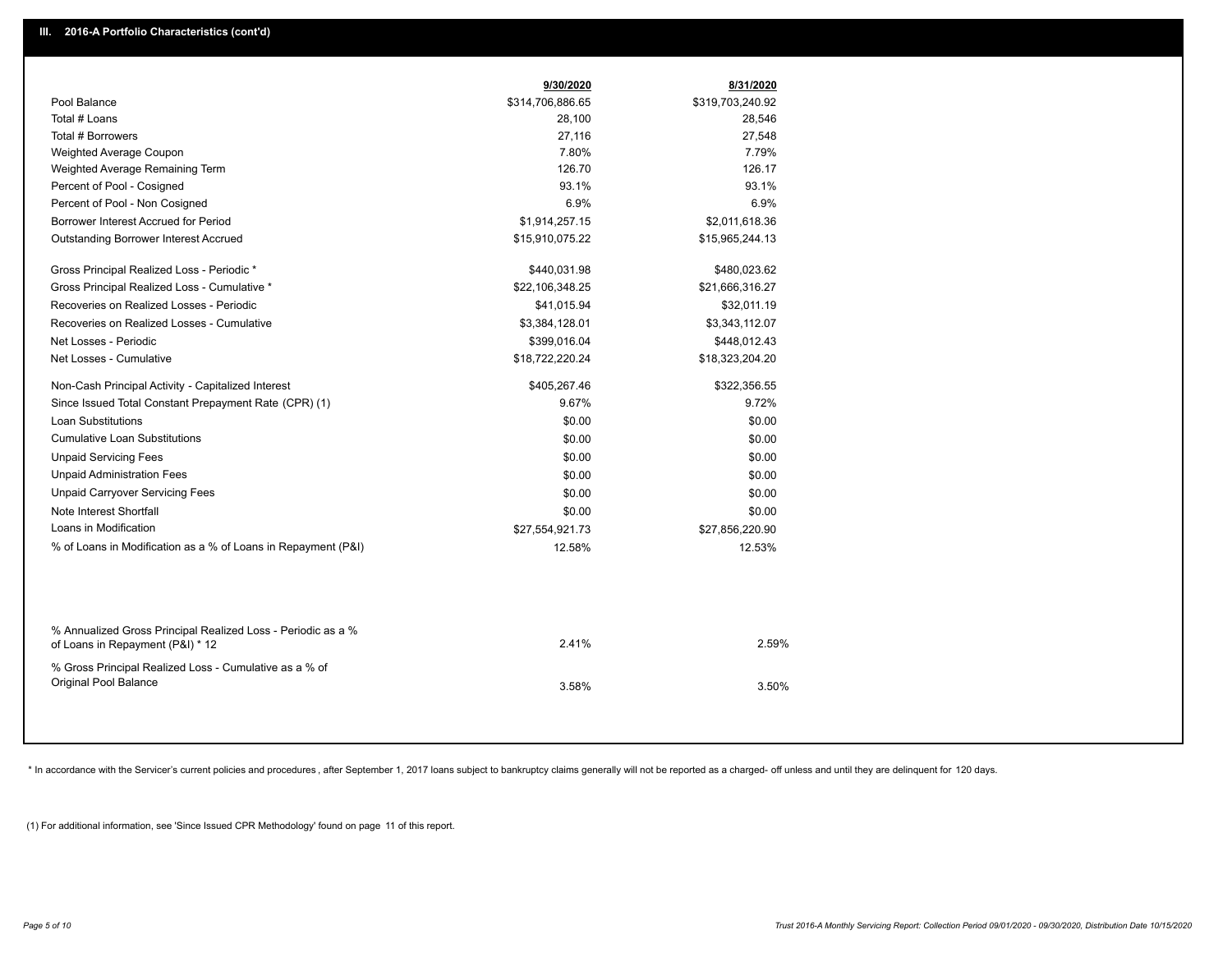## III. 2016-A Portfolio Characteristics (cont'd)

| | 9/30/2020 | 8/31/2020 |
|---|---|---|
| Pool Balance | $314,706,886.65 | $319,703,240.92 |
| Total # Loans | 28,100 | 28,546 |
| Total # Borrowers | 27,116 | 27,548 |
| Weighted Average Coupon | 7.80% | 7.79% |
| Weighted Average Remaining Term | 126.70 | 126.17 |
| Percent of Pool - Cosigned | 93.1% | 93.1% |
| Percent of Pool - Non Cosigned | 6.9% | 6.9% |
| Borrower Interest Accrued for Period | $1,914,257.15 | $2,011,618.36 |
| Outstanding Borrower Interest Accrued | $15,910,075.22 | $15,965,244.13 |
| Gross Principal Realized Loss - Periodic * | $440,031.98 | $480,023.62 |
| Gross Principal Realized Loss - Cumulative * | $22,106,348.25 | $21,666,316.27 |
| Recoveries on Realized Losses - Periodic | $41,015.94 | $32,011.19 |
| Recoveries on Realized Losses - Cumulative | $3,384,128.01 | $3,343,112.07 |
| Net Losses - Periodic | $399,016.04 | $448,012.43 |
| Net Losses - Cumulative | $18,722,220.24 | $18,323,204.20 |
| Non-Cash Principal Activity - Capitalized Interest | $405,267.46 | $322,356.55 |
| Since Issued Total Constant Prepayment Rate (CPR) (1) | 9.67% | 9.72% |
| Loan Substitutions | $0.00 | $0.00 |
| Cumulative Loan Substitutions | $0.00 | $0.00 |
| Unpaid Servicing Fees | $0.00 | $0.00 |
| Unpaid Administration Fees | $0.00 | $0.00 |
| Unpaid Carryover Servicing Fees | $0.00 | $0.00 |
| Note Interest Shortfall | $0.00 | $0.00 |
| Loans in Modification | $27,554,921.73 | $27,856,220.90 |
| % of Loans in Modification as a % of Loans in Repayment (P&I) | 12.58% | 12.53% |
| % Annualized Gross Principal Realized Loss - Periodic as a % of Loans in Repayment (P&I) * 12 | 2.41% | 2.59% |
| % Gross Principal Realized Loss - Cumulative as a % of Original Pool Balance | 3.58% | 3.50% |

* In accordance with the Servicer's current policies and procedures, after September 1, 2017 loans subject to bankruptcy claims generally will not be reported as a charged- off unless and until they are delinquent for 120 days.

(1) For additional information, see 'Since Issued CPR Methodology' found on page 11 of this report.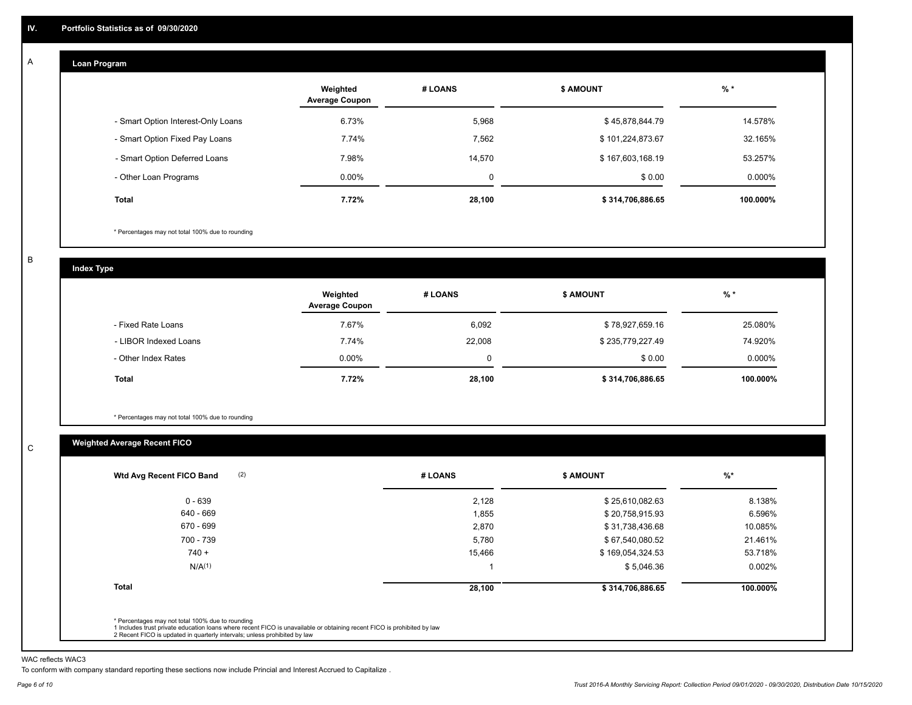# IV. Portfolio Statistics as of 09/30/2020

## A

### Loan Program

| | Weighted Average Coupon | # LOANS | $ AMOUNT | % * |
|---|---|---|---|---|
| - Smart Option Interest-Only Loans | 6.73% | 5,968 | $ 45,878,844.79 | 14.578% |
| - Smart Option Fixed Pay Loans | 7.74% | 7,562 | $ 101,224,873.67 | 32.165% |
| - Smart Option Deferred Loans | 7.98% | 14,570 | $ 167,603,168.19 | 53.257% |
| - Other Loan Programs | 0.00% | 0 | $ 0.00 | 0.000% |
| **Total** | **7.72%** | **28,100** | **$ 314,706,886.65** | **100.000%** |

* Percentages may not total 100% due to rounding

## B

### Index Type

| | Weighted Average Coupon | # LOANS | $ AMOUNT | % * |
|---|---|---|---|---|
| - Fixed Rate Loans | 7.67% | 6,092 | $ 78,927,659.16 | 25.080% |
| - LIBOR Indexed Loans | 7.74% | 22,008 | $ 235,779,227.49 | 74.920% |
| - Other Index Rates | 0.00% | 0 | $ 0.00 | 0.000% |
| **Total** | **7.72%** | **28,100** | **$ 314,706,886.65** | **100.000%** |

* Percentages may not total 100% due to rounding

## C

### Weighted Average Recent FICO

| Wtd Avg Recent FICO Band (2) | # LOANS | $ AMOUNT | %* |
|---|---|---|---|
| 0 - 639 | 2,128 | $ 25,610,082.63 | 8.138% |
| 640 - 669 | 1,855 | $ 20,758,915.93 | 6.596% |
| 670 - 699 | 2,870 | $ 31,738,436.68 | 10.085% |
| 700 - 739 | 5,780 | $ 67,540,080.52 | 21.461% |
| 740 + | 15,466 | $ 169,054,324.53 | 53.718% |
| N/A(1) | 1 | $ 5,046.36 | 0.002% |
| **Total** | **28,100** | **$ 314,706,886.65** | **100.000%** |

* Percentages may not total 100% due to rounding
1 Includes trust private education loans where recent FICO is unavailable or obtaining recent FICO is prohibited by law
2 Recent FICO is updated in quarterly intervals; unless prohibited by law

WAC reflects WAC3

To conform with company standard reporting these sections now include Princial and Interest Accrued to Capitalize .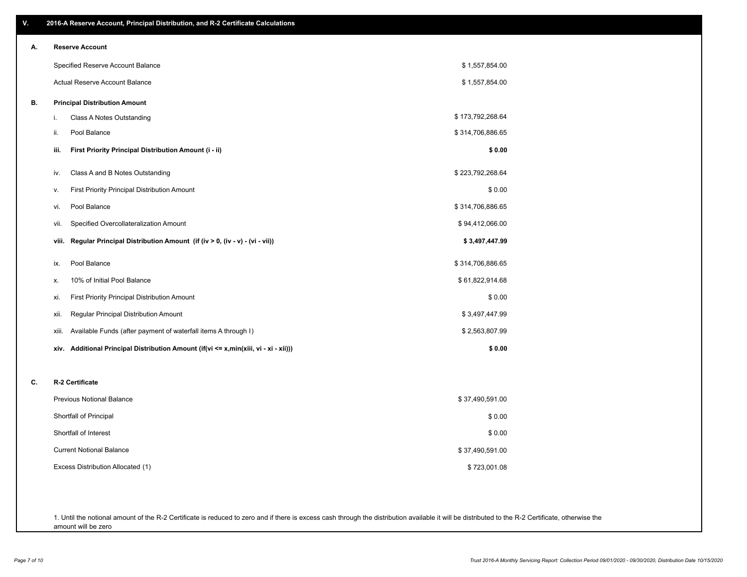## V. 2016-A Reserve Account, Principal Distribution, and R-2 Certificate Calculations

### A. Reserve Account

| | |
|---|---|
| Specified Reserve Account Balance | $ 1,557,854.00 |
| Actual Reserve Account Balance | $ 1,557,854.00 |

### B. Principal Distribution Amount

| | | |
|---|---|---|
| i. | Class A Notes Outstanding | $ 173,792,268.64 |
| ii. | Pool Balance | $ 314,706,886.65 |
| **iii.** | **First Priority Principal Distribution Amount (i - ii)** | **$ 0.00** |
| iv. | Class A and B Notes Outstanding | $ 223,792,268.64 |
| v. | First Priority Principal Distribution Amount | $ 0.00 |
| vi. | Pool Balance | $ 314,706,886.65 |
| vii. | Specified Overcollateralization Amount | $ 94,412,066.00 |
| **viii.** | **Regular Principal Distribution Amount (if (iv > 0, (iv - v) - (vi - vii))** | **$ 3,497,447.99** |
| ix. | Pool Balance | $ 314,706,886.65 |
| x. | 10% of Initial Pool Balance | $ 61,822,914.68 |
| xi. | First Priority Principal Distribution Amount | $ 0.00 |
| xii. | Regular Principal Distribution Amount | $ 3,497,447.99 |
| xiii. | Available Funds (after payment of waterfall items A through I) | $ 2,563,807.99 |
| **xiv.** | **Additional Principal Distribution Amount (if(vi <= x,min(xiii, vi - xi - xii)))** | **$ 0.00** |

### C. R-2 Certificate

| | |
|---|---|
| Previous Notional Balance | $ 37,490,591.00 |
| Shortfall of Principal | $ 0.00 |
| Shortfall of Interest | $ 0.00 |
| Current Notional Balance | $ 37,490,591.00 |
| Excess Distribution Allocated (1) | $ 723,001.08 |

1. Until the notional amount of the R-2 Certificate is reduced to zero and if there is excess cash through the distribution available it will be distributed to the R-2 Certificate, otherwise the amount will be zero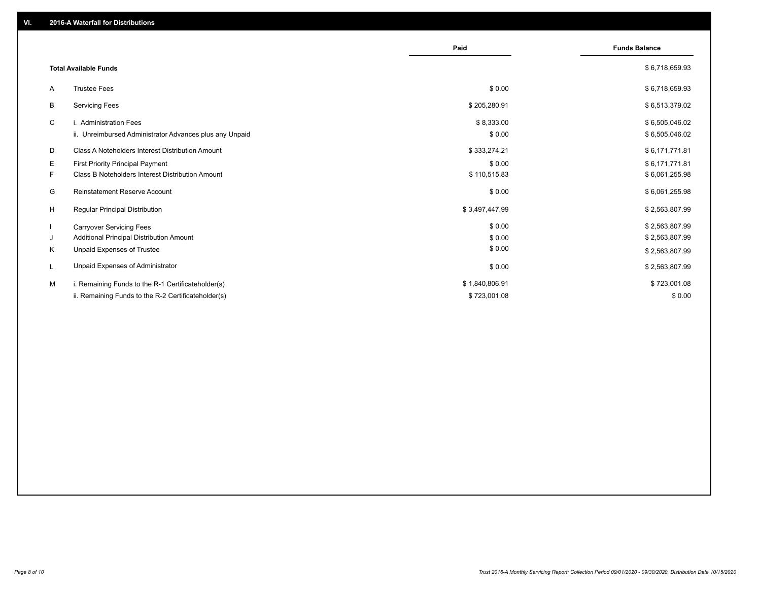## VI. 2016-A Waterfall for Distributions

| | | Paid | Funds Balance |
|---|---|---|---|
| | **Total Available Funds** | | $ 6,718,659.93 |
| A | Trustee Fees | $ 0.00 | $ 6,718,659.93 |
| B | Servicing Fees | $ 205,280.91 | $ 6,513,379.02 |
| C | i. Administration Fees | $ 8,333.00 | $ 6,505,046.02 |
| | ii. Unreimbursed Administrator Advances plus any Unpaid | $ 0.00 | $ 6,505,046.02 |
| D | Class A Noteholders Interest Distribution Amount | $ 333,274.21 | $ 6,171,771.81 |
| E | First Priority Principal Payment | $ 0.00 | $ 6,171,771.81 |
| F | Class B Noteholders Interest Distribution Amount | $ 110,515.83 | $ 6,061,255.98 |
| G | Reinstatement Reserve Account | $ 0.00 | $ 6,061,255.98 |
| H | Regular Principal Distribution | $ 3,497,447.99 | $ 2,563,807.99 |
| I | Carryover Servicing Fees | $ 0.00 | $ 2,563,807.99 |
| J | Additional Principal Distribution Amount | $ 0.00 | $ 2,563,807.99 |
| K | Unpaid Expenses of Trustee | $ 0.00 | $ 2,563,807.99 |
| L | Unpaid Expenses of Administrator | $ 0.00 | $ 2,563,807.99 |
| M | i. Remaining Funds to the R-1 Certificateholder(s) | $ 1,840,806.91 | $ 723,001.08 |
| | ii. Remaining Funds to the R-2 Certificateholder(s) | $ 723,001.08 | $ 0.00 |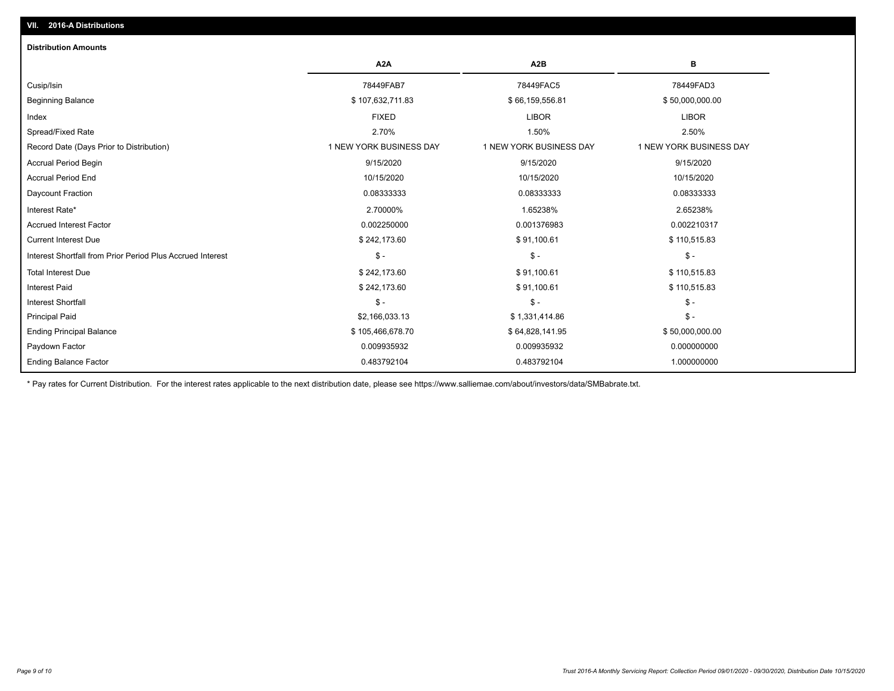## VII. 2016-A Distributions

### Distribution Amounts

| | A2A | A2B | B |
|---|---|---|---|
| Cusip/Isin | 78449FAB7 | 78449FAC5 | 78449FAD3 |
| Beginning Balance | $ 107,632,711.83 | $ 66,159,556.81 | $ 50,000,000.00 |
| Index | FIXED | LIBOR | LIBOR |
| Spread/Fixed Rate | 2.70% | 1.50% | 2.50% |
| Record Date (Days Prior to Distribution) | 1 NEW YORK BUSINESS DAY | 1 NEW YORK BUSINESS DAY | 1 NEW YORK BUSINESS DAY |
| Accrual Period Begin | 9/15/2020 | 9/15/2020 | 9/15/2020 |
| Accrual Period End | 10/15/2020 | 10/15/2020 | 10/15/2020 |
| Daycount Fraction | 0.08333333 | 0.08333333 | 0.08333333 |
| Interest Rate* | 2.70000% | 1.65238% | 2.65238% |
| Accrued Interest Factor | 0.002250000 | 0.001376983 | 0.002210317 |
| Current Interest Due | $ 242,173.60 | $ 91,100.61 | $ 110,515.83 |
| Interest Shortfall from Prior Period Plus Accrued Interest | $ - | $ - | $ - |
| Total Interest Due | $ 242,173.60 | $ 91,100.61 | $ 110,515.83 |
| Interest Paid | $ 242,173.60 | $ 91,100.61 | $ 110,515.83 |
| Interest Shortfall | $ - | $ - | $ - |
| Principal Paid | $2,166,033.13 | $ 1,331,414.86 | $ - |
| Ending Principal Balance | $ 105,466,678.70 | $ 64,828,141.95 | $ 50,000,000.00 |
| Paydown Factor | 0.009935932 | 0.009935932 | 0.000000000 |
| Ending Balance Factor | 0.483792104 | 0.483792104 | 1.000000000 |

* Pay rates for Current Distribution. For the interest rates applicable to the next distribution date, please see https://www.salliemae.com/about/investors/data/SMBabrate.txt.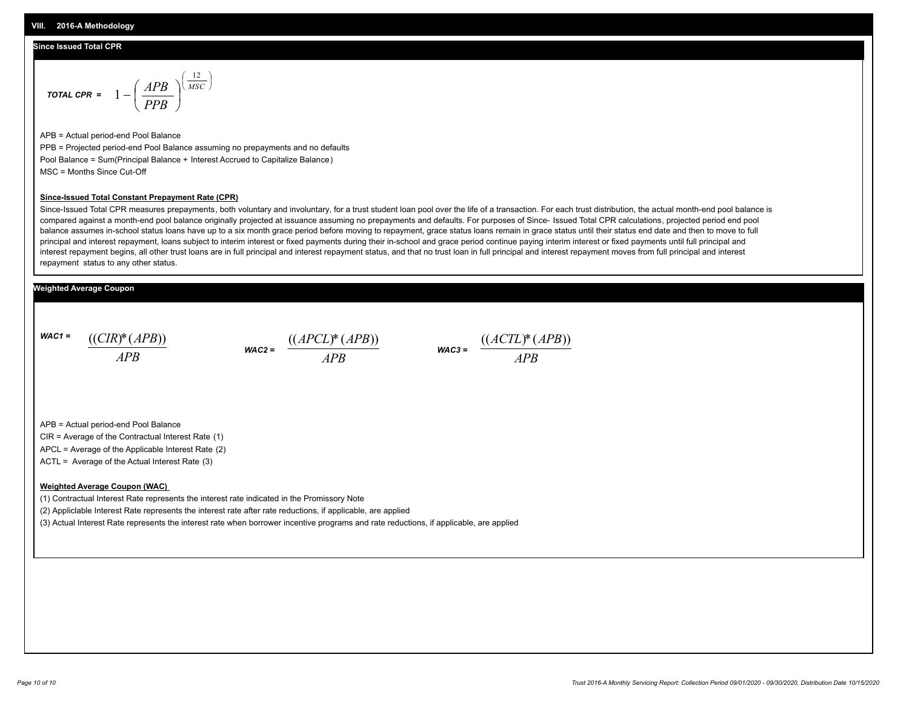## VIII. 2016-A Methodology

### Since Issued Total CPR

$$\textbf{\textit{TOTAL CPR}} = 1 - \left(\frac{APB}{PPB}\right)^{\left(\frac{12}{MSC}\right)}$$

APB = Actual period-end Pool Balance

PPB = Projected period-end Pool Balance assuming no prepayments and no defaults

Pool Balance = Sum(Principal Balance + Interest Accrued to Capitalize Balance)

MSC = Months Since Cut-Off

**Since-Issued Total Constant Prepayment Rate (CPR)**

Since-Issued Total CPR measures prepayments, both voluntary and involuntary, for a trust student loan pool over the life of a transaction. For each trust distribution, the actual month-end pool balance is compared against a month-end pool balance originally projected at issuance assuming no prepayments and defaults. For purposes of Since- Issued Total CPR calculations, projected period end pool balance assumes in-school status loans have up to a six month grace period before moving to repayment, grace status loans remain in grace status until their status end date and then to move to full principal and interest repayment, loans subject to interim interest or fixed payments during their in-school and grace period continue paying interim interest or fixed payments until full principal and interest repayment begins, all other trust loans are in full principal and interest repayment status, and that no trust loan in full principal and interest repayment moves from full principal and interest repayment status to any other status.

### Weighted Average Coupon

$$\textbf{\textit{WAC1}} = \frac{((CIR)*(APB))}{APB} \qquad \textbf{\textit{WAC2}} = \frac{((APCL)*(APB))}{APB} \qquad \textbf{\textit{WAC3}} = \frac{((ACTL)*(APB))}{APB}$$

APB = Actual period-end Pool Balance

CIR = Average of the Contractual Interest Rate (1)

APCL = Average of the Applicable Interest Rate (2)

ACTL = Average of the Actual Interest Rate (3)

**Weighted Average Coupon (WAC)**

(1) Contractual Interest Rate represents the interest rate indicated in the Promissory Note

(2) Appliclable Interest Rate represents the interest rate after rate reductions, if applicable, are applied

(3) Actual Interest Rate represents the interest rate when borrower incentive programs and rate reductions, if applicable, are applied